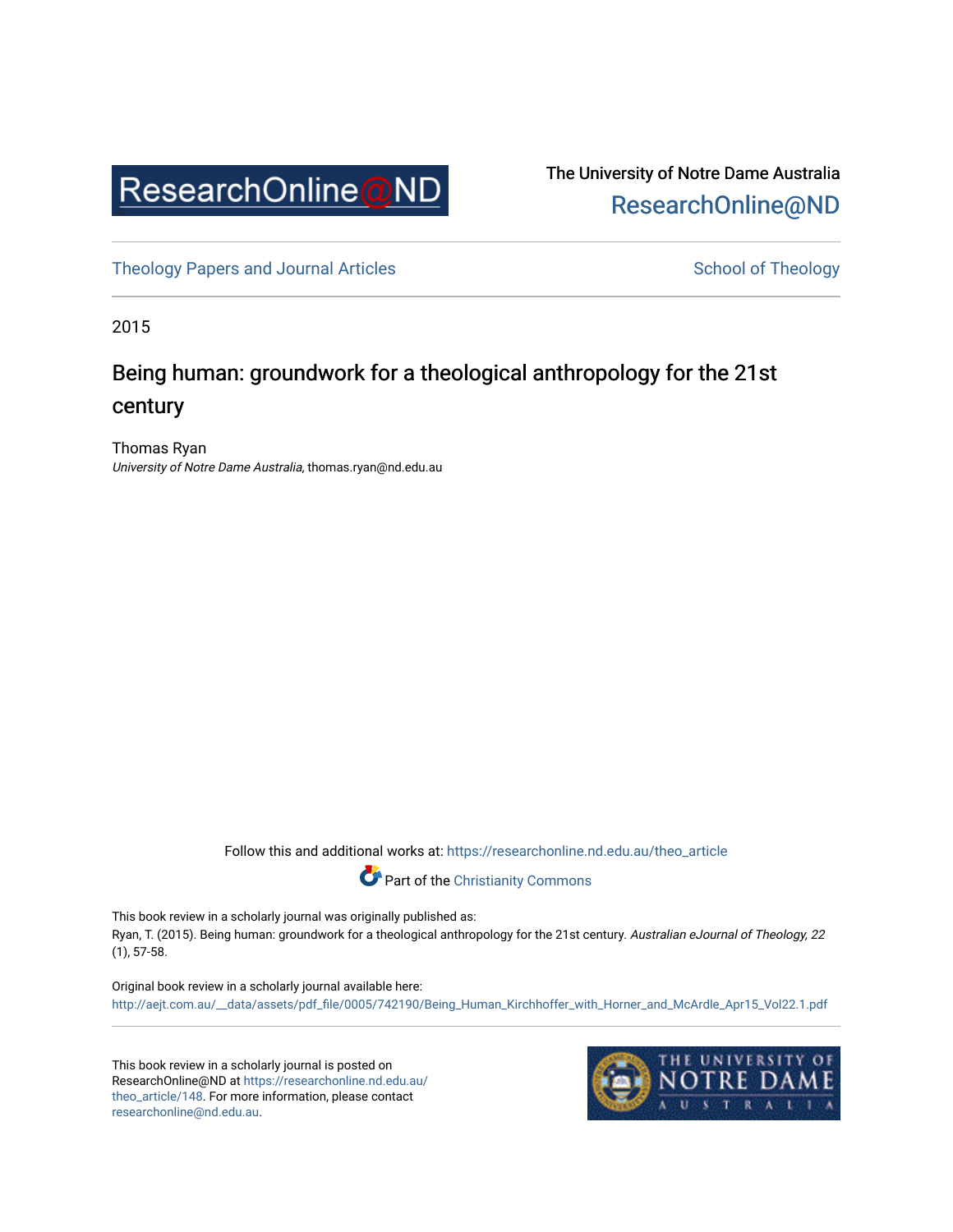The University of Notre Dame Australia
ResearchOnline@ND

Theology Papers and Journal Articles

School of Theology

2015

# Being human: groundwork for a theological anthropology for the 21st century

Thomas Ryan
*University of Notre Dame Australia*, thomas.ryan@nd.edu.au

Follow this and additional works at: https://researchonline.nd.edu.au/theo_article

Part of the Christianity Commons

This book review in a scholarly journal was originally published as:
Ryan, T. (2015). Being human: groundwork for a theological anthropology for the 21st century. *Australian eJournal of Theology, 22* (1), 57-58.

Original book review in a scholarly journal available here:
http://aejt.com.au/__data/assets/pdf_file/0005/742190/Being_Human_Kirchhoffer_with_Horner_and_McArdle_Apr15_Vol22.1.pdf

This book review in a scholarly journal is posted on ResearchOnline@ND at https://researchonline.nd.edu.au/theo_article/148. For more information, please contact researchonline@nd.edu.au.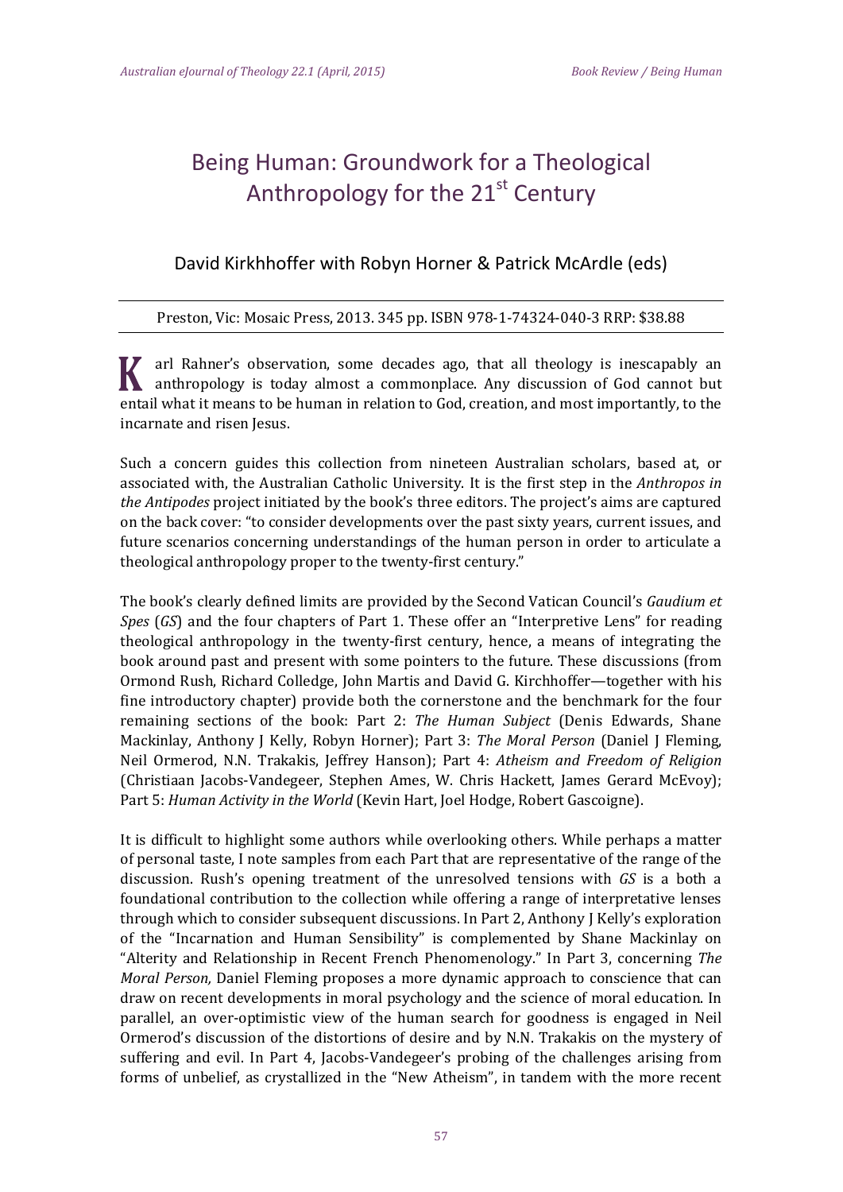# Being Human: Groundwork for a Theological Anthropology for the 21st Century

David Kirkhhoffer with Robyn Horner & Patrick McArdle (eds)

Preston, Vic: Mosaic Press, 2013. 345 pp. ISBN 978-1-74324-040-3 RRP: $38.88

Karl Rahner's observation, some decades ago, that all theology is inescapably an anthropology is today almost a commonplace. Any discussion of God cannot but entail what it means to be human in relation to God, creation, and most importantly, to the incarnate and risen Jesus.

Such a concern guides this collection from nineteen Australian scholars, based at, or associated with, the Australian Catholic University. It is the first step in the *Anthropos in the Antipodes* project initiated by the book's three editors. The project's aims are captured on the back cover: "to consider developments over the past sixty years, current issues, and future scenarios concerning understandings of the human person in order to articulate a theological anthropology proper to the twenty-first century."

The book's clearly defined limits are provided by the Second Vatican Council's *Gaudium et Spes* (*GS*) and the four chapters of Part 1. These offer an "Interpretive Lens" for reading theological anthropology in the twenty-first century, hence, a means of integrating the book around past and present with some pointers to the future. These discussions (from Ormond Rush, Richard Colledge, John Martis and David G. Kirchhoffer—together with his fine introductory chapter) provide both the cornerstone and the benchmark for the four remaining sections of the book: Part 2: *The Human Subject* (Denis Edwards, Shane Mackinlay, Anthony J Kelly, Robyn Horner); Part 3: *The Moral Person* (Daniel J Fleming, Neil Ormerod, N.N. Trakakis, Jeffrey Hanson); Part 4: *Atheism and Freedom of Religion* (Christiaan Jacobs-Vandegeer, Stephen Ames, W. Chris Hackett, James Gerard McEvoy); Part 5: *Human Activity in the World* (Kevin Hart, Joel Hodge, Robert Gascoigne).

It is difficult to highlight some authors while overlooking others. While perhaps a matter of personal taste, I note samples from each Part that are representative of the range of the discussion. Rush's opening treatment of the unresolved tensions with *GS* is a both a foundational contribution to the collection while offering a range of interpretative lenses through which to consider subsequent discussions. In Part 2, Anthony J Kelly's exploration of the "Incarnation and Human Sensibility" is complemented by Shane Mackinlay on "Alterity and Relationship in Recent French Phenomenology." In Part 3, concerning *The Moral Person,* Daniel Fleming proposes a more dynamic approach to conscience that can draw on recent developments in moral psychology and the science of moral education. In parallel, an over-optimistic view of the human search for goodness is engaged in Neil Ormerod's discussion of the distortions of desire and by N.N. Trakakis on the mystery of suffering and evil. In Part 4, Jacobs-Vandegeer's probing of the challenges arising from forms of unbelief, as crystallized in the "New Atheism", in tandem with the more recent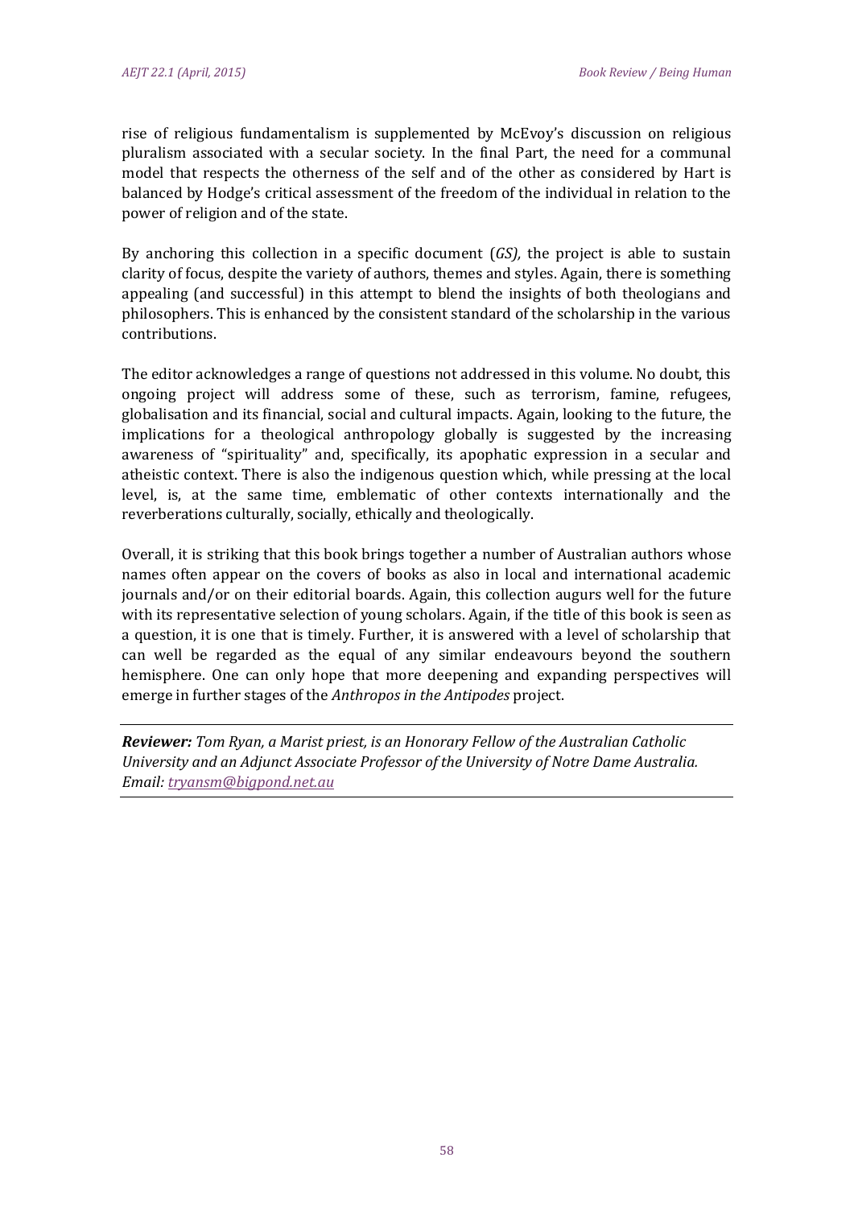rise of religious fundamentalism is supplemented by McEvoy's discussion on religious pluralism associated with a secular society. In the final Part, the need for a communal model that respects the otherness of the self and of the other as considered by Hart is balanced by Hodge's critical assessment of the freedom of the individual in relation to the power of religion and of the state.

By anchoring this collection in a specific document (*GS)*, the project is able to sustain clarity of focus, despite the variety of authors, themes and styles. Again, there is something appealing (and successful) in this attempt to blend the insights of both theologians and philosophers. This is enhanced by the consistent standard of the scholarship in the various contributions.

The editor acknowledges a range of questions not addressed in this volume. No doubt, this ongoing project will address some of these, such as terrorism, famine, refugees, globalisation and its financial, social and cultural impacts. Again, looking to the future, the implications for a theological anthropology globally is suggested by the increasing awareness of "spirituality" and, specifically, its apophatic expression in a secular and atheistic context. There is also the indigenous question which, while pressing at the local level, is, at the same time, emblematic of other contexts internationally and the reverberations culturally, socially, ethically and theologically.

Overall, it is striking that this book brings together a number of Australian authors whose names often appear on the covers of books as also in local and international academic journals and/or on their editorial boards. Again, this collection augurs well for the future with its representative selection of young scholars. Again, if the title of this book is seen as a question, it is one that is timely. Further, it is answered with a level of scholarship that can well be regarded as the equal of any similar endeavours beyond the southern hemisphere. One can only hope that more deepening and expanding perspectives will emerge in further stages of the *Anthropos in the Antipodes* project.

---

***Reviewer:*** *Tom Ryan, a Marist priest, is an Honorary Fellow of the Australian Catholic University and an Adjunct Associate Professor of the University of Notre Dame Australia. Email: tryansm@bigpond.net.au*

---